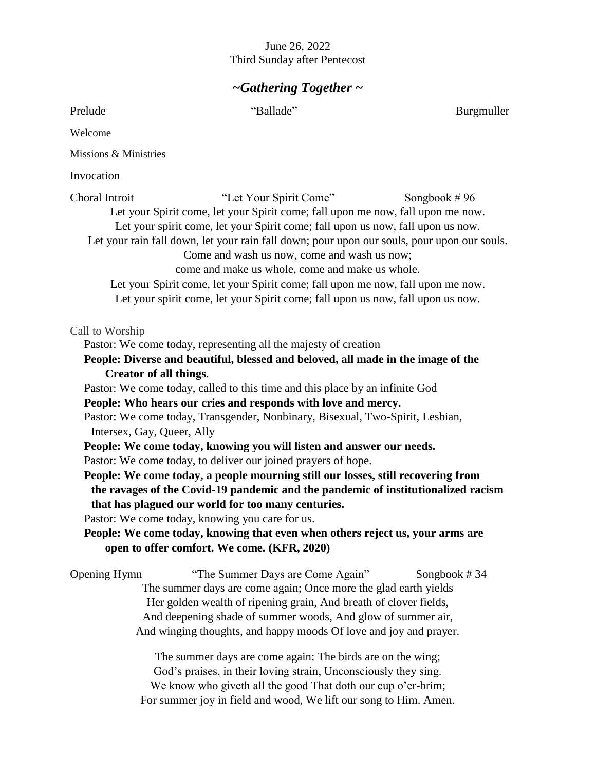June 26, 2022
Third Sunday after Pentecost

## *~Gathering Together ~*

Prelude "Ballade" Burgmuller

Welcome

Missions & Ministries

Invocation

Choral Introit "Let Your Spirit Come" Songbook # 96

Let your Spirit come, let your Spirit come; fall upon me now, fall upon me now.
Let your spirit come, let your Spirit come; fall upon us now, fall upon us now.
Let your rain fall down, let your rain fall down; pour upon our souls, pour upon our souls.
Come and wash us now, come and wash us now;
come and make us whole, come and make us whole.
Let your Spirit come, let your Spirit come; fall upon me now, fall upon me now.
Let your spirit come, let your Spirit come; fall upon us now, fall upon us now.

Call to Worship

Pastor: We come today, representing all the majesty of creation

**People: Diverse and beautiful, blessed and beloved, all made in the image of the Creator of all things**.

Pastor: We come today, called to this time and this place by an infinite God

**People: Who hears our cries and responds with love and mercy.**

Pastor: We come today, Transgender, Nonbinary, Bisexual, Two-Spirit, Lesbian, Intersex, Gay, Queer, Ally

**People: We come today, knowing you will listen and answer our needs.**

Pastor: We come today, to deliver our joined prayers of hope.

**People: We come today, a people mourning still our losses, still recovering from the ravages of the Covid-19 pandemic and the pandemic of institutionalized racism that has plagued our world for too many centuries.**

Pastor: We come today, knowing you care for us.

**People: We come today, knowing that even when others reject us, your arms are open to offer comfort. We come. (KFR, 2020)**

Opening Hymn "The Summer Days are Come Again" Songbook # 34

The summer days are come again; Once more the glad earth yields
Her golden wealth of ripening grain, And breath of clover fields,
And deepening shade of summer woods, And glow of summer air,
And winging thoughts, and happy moods Of love and joy and prayer.

The summer days are come again; The birds are on the wing;
God's praises, in their loving strain, Unconsciously they sing.
We know who giveth all the good That doth our cup o'er-brim;
For summer joy in field and wood, We lift our song to Him. Amen.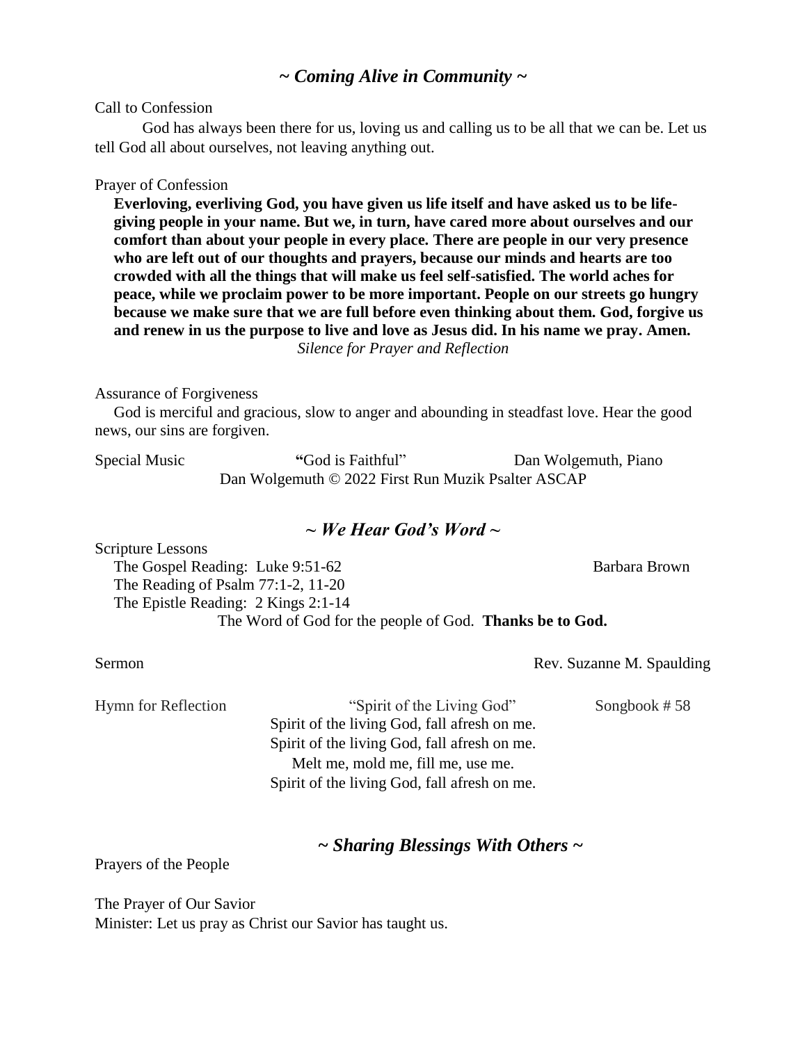## *~ Coming Alive in Community ~*

Call to Confession

God has always been there for us, loving us and calling us to be all that we can be. Let us tell God all about ourselves, not leaving anything out.

Prayer of Confession

**Everloving, everliving God, you have given us life itself and have asked us to be life-giving people in your name. But we, in turn, have cared more about ourselves and our comfort than about your people in every place. There are people in our very presence who are left out of our thoughts and prayers, because our minds and hearts are too crowded with all the things that will make us feel self-satisfied. The world aches for peace, while we proclaim power to be more important. People on our streets go hungry because we make sure that we are full before even thinking about them. God, forgive us and renew in us the purpose to live and love as Jesus did. In his name we pray. Amen.**

*Silence for Prayer and Reflection*

Assurance of Forgiveness

God is merciful and gracious, slow to anger and abounding in steadfast love. Hear the good news, our sins are forgiven.

Special Music "God is Faithful" Dan Wolgemuth, Piano

Dan Wolgemuth © 2022 First Run Muzik Psalter ASCAP

## *~ We Hear God's Word ~*

Scripture Lessons

The Gospel Reading: Luke 9:51-62 Barbara Brown

The Reading of Psalm 77:1-2, 11-20

The Epistle Reading: 2 Kings 2:1-14

The Word of God for the people of God. **Thanks be to God.**

Sermon Rev. Suzanne M. Spaulding

Hymn for Reflection "Spirit of the Living God" Songbook # 58

Spirit of the living God, fall afresh on me.
Spirit of the living God, fall afresh on me.
Melt me, mold me, fill me, use me.
Spirit of the living God, fall afresh on me.

## *~ Sharing Blessings With Others ~*

Prayers of the People

The Prayer of Our Savior

Minister: Let us pray as Christ our Savior has taught us.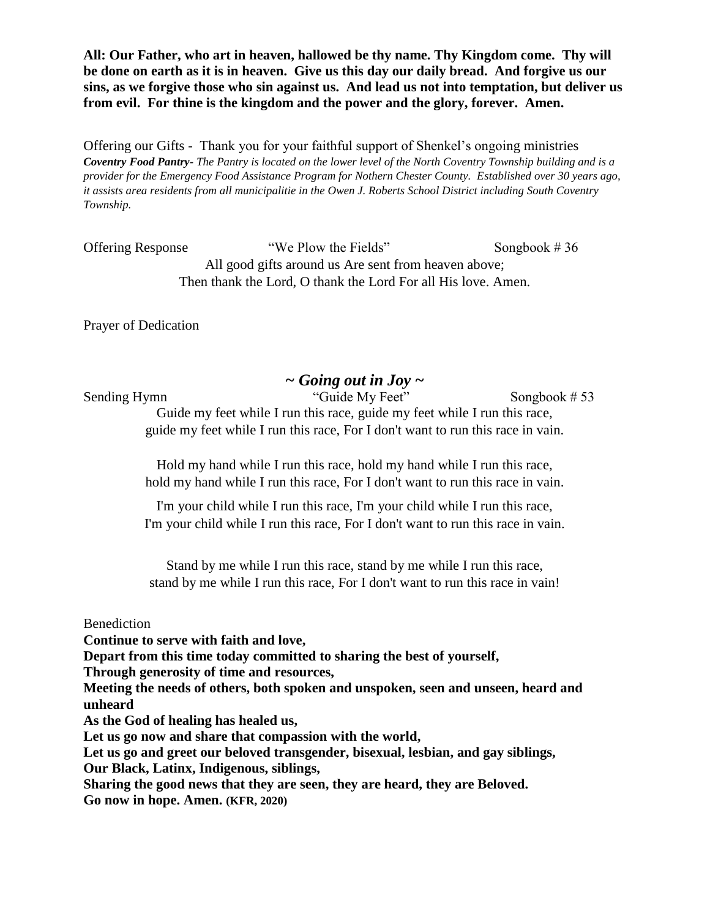**All: Our Father, who art in heaven, hallowed be thy name. Thy Kingdom come. Thy will be done on earth as it is in heaven. Give us this day our daily bread. And forgive us our sins, as we forgive those who sin against us. And lead us not into temptation, but deliver us from evil. For thine is the kingdom and the power and the glory, forever. Amen.**

Offering our Gifts - Thank you for your faithful support of Shenkel's ongoing ministries
***Coventry Food Pantry****- The Pantry is located on the lower level of the North Coventry Township building and is a provider for the Emergency Food Assistance Program for Nothern Chester County. Established over 30 years ago, it assists area residents from all municipalitie in the Owen J. Roberts School District including South Coventry Township.*

Offering Response "We Plow the Fields" Songbook # 36

All good gifts around us Are sent from heaven above;
Then thank the Lord, O thank the Lord For all His love. Amen.

Prayer of Dedication

## *~ Going out in Joy ~*

Sending Hymn "Guide My Feet" Songbook # 53

Guide my feet while I run this race, guide my feet while I run this race,
guide my feet while I run this race, For I don't want to run this race in vain.

Hold my hand while I run this race, hold my hand while I run this race,
hold my hand while I run this race, For I don't want to run this race in vain.

I'm your child while I run this race, I'm your child while I run this race,
I'm your child while I run this race, For I don't want to run this race in vain.

Stand by me while I run this race, stand by me while I run this race,
stand by me while I run this race, For I don't want to run this race in vain!

Benediction
**Continue to serve with faith and love,**
**Depart from this time today committed to sharing the best of yourself,**
**Through generosity of time and resources,**
**Meeting the needs of others, both spoken and unspoken, seen and unseen, heard and unheard**
**As the God of healing has healed us,**
**Let us go now and share that compassion with the world,**
**Let us go and greet our beloved transgender, bisexual, lesbian, and gay siblings,**
**Our Black, Latinx, Indigenous, siblings,**
**Sharing the good news that they are seen, they are heard, they are Beloved.**
**Go now in hope. Amen. (KFR, 2020)**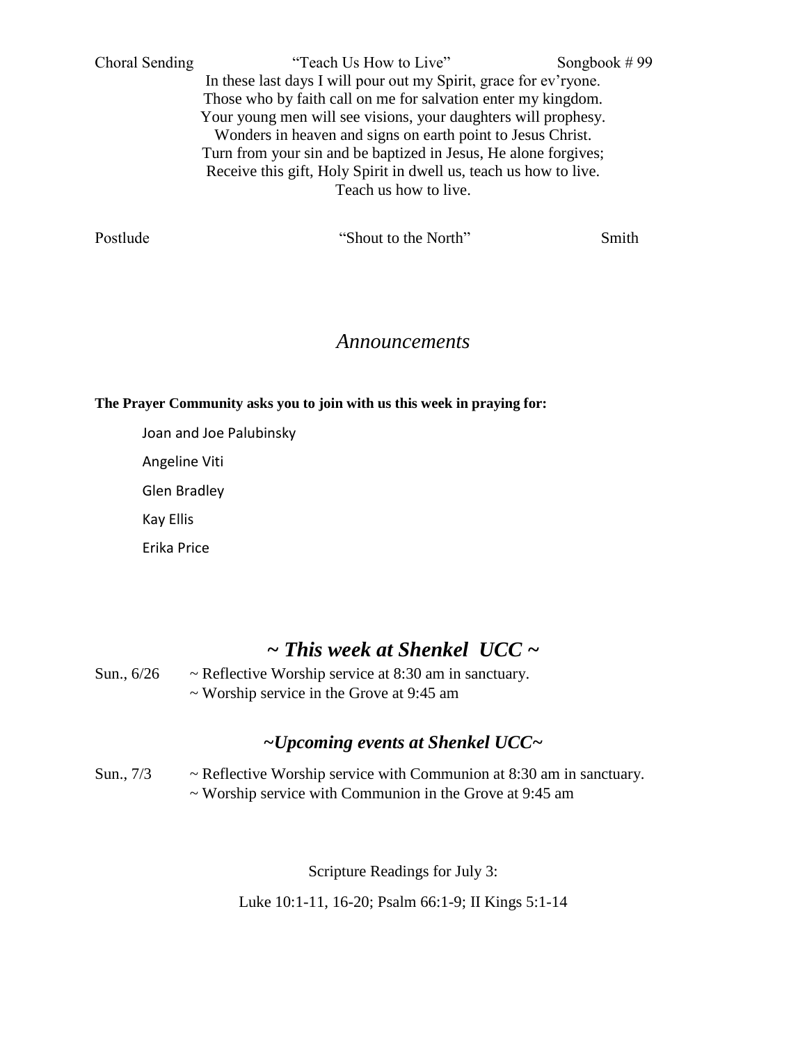Choral Sending "Teach Us How to Live" Songbook # 99

In these last days I will pour out my Spirit, grace for ev'ryone.
Those who by faith call on me for salvation enter my kingdom.
Your young men will see visions, your daughters will prophesy.
Wonders in heaven and signs on earth point to Jesus Christ.
Turn from your sin and be baptized in Jesus, He alone forgives;
Receive this gift, Holy Spirit in dwell us, teach us how to live.
Teach us how to live.

Postlude "Shout to the North" Smith

## *Announcements*

**The Prayer Community asks you to join with us this week in praying for:**

Joan and Joe Palubinsky

Angeline Viti

Glen Bradley

Kay Ellis

Erika Price

## *~ This week at Shenkel UCC ~*

Sun., 6/26 ~ Reflective Worship service at 8:30 am in sanctuary.
~ Worship service in the Grove at 9:45 am

### *~Upcoming events at Shenkel UCC~*

Sun., 7/3 ~ Reflective Worship service with Communion at 8:30 am in sanctuary.
~ Worship service with Communion in the Grove at 9:45 am

Scripture Readings for July 3:

Luke 10:1-11, 16-20; Psalm 66:1-9; II Kings 5:1-14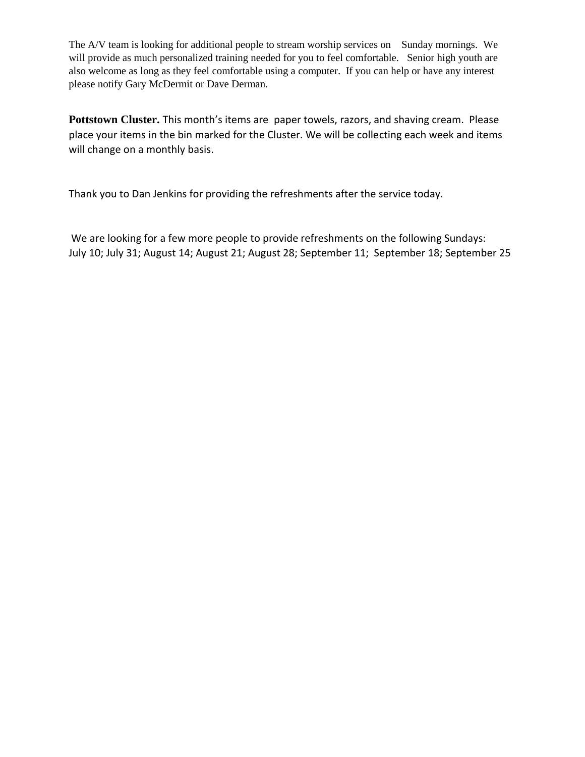The A/V team is looking for additional people to stream worship services on Sunday mornings. We will provide as much personalized training needed for you to feel comfortable. Senior high youth are also welcome as long as they feel comfortable using a computer. If you can help or have any interest please notify Gary McDermit or Dave Derman.

**Pottstown Cluster.** This month's items are paper towels, razors, and shaving cream. Please place your items in the bin marked for the Cluster. We will be collecting each week and items will change on a monthly basis.

Thank you to Dan Jenkins for providing the refreshments after the service today.

We are looking for a few more people to provide refreshments on the following Sundays: July 10; July 31; August 14; August 21; August 28; September 11; September 18; September 25